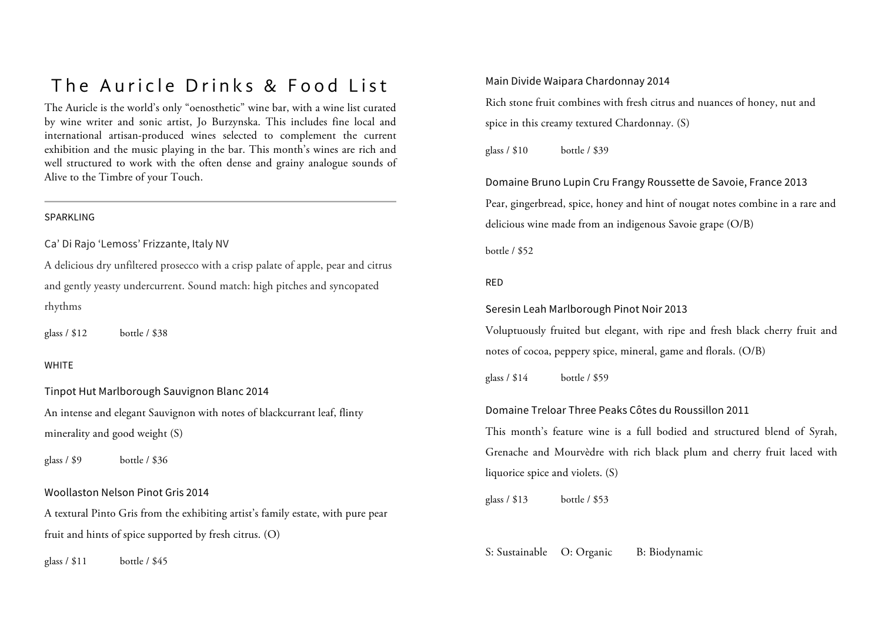# The Auricle Drinks & Food List

The Auricle is the world's only "oenosthetic" wine bar, with a wine list curated by wine writer and sonic artist, Jo Burzynska. This includes fine local and international artisan-produced wines selected to complement the current exhibition and the music playing in the bar. This month's wines are rich and well structured to work with the often dense and grainy analogue sounds of Alive to the Timbre of your Touch.

---

## SPARKLING

### Ca' Di Rajo 'Lemoss' Frizzante, Italy NV

A delicious dry unfiltered prosecco with a crisp palate of apple, pear and citrus and gently yeasty undercurrent. Sound match: high pitches and syncopated rhythms

glass / $12    bottle / $38

## WHITE

### Tinpot Hut Marlborough Sauvignon Blanc 2014

An intense and elegant Sauvignon with notes of blackcurrant leaf, flinty minerality and good weight (S)

glass / $9    bottle / $36

### Woollaston Nelson Pinot Gris 2014

A textural Pinto Gris from the exhibiting artist's family estate, with pure pear fruit and hints of spice supported by fresh citrus. (O)

glass / $11    bottle / $45

### Main Divide Waipara Chardonnay 2014

Rich stone fruit combines with fresh citrus and nuances of honey, nut and spice in this creamy textured Chardonnay. (S)

glass / $10    bottle / $39

### Domaine Bruno Lupin Cru Frangy Roussette de Savoie, France 2013

Pear, gingerbread, spice, honey and hint of nougat notes combine in a rare and delicious wine made from an indigenous Savoie grape (O/B)

bottle / $52

## RED

### Seresin Leah Marlborough Pinot Noir 2013

Voluptuously fruited but elegant, with ripe and fresh black cherry fruit and notes of cocoa, peppery spice, mineral, game and florals. (O/B)

glass / $14    bottle / $59

### Domaine Treloar Three Peaks Côtes du Roussillon 2011

This month's feature wine is a full bodied and structured blend of Syrah, Grenache and Mourvèdre with rich black plum and cherry fruit laced with liquorice spice and violets. (S)

glass / $13    bottle / $53

S: Sustainable    O: Organic    B: Biodynamic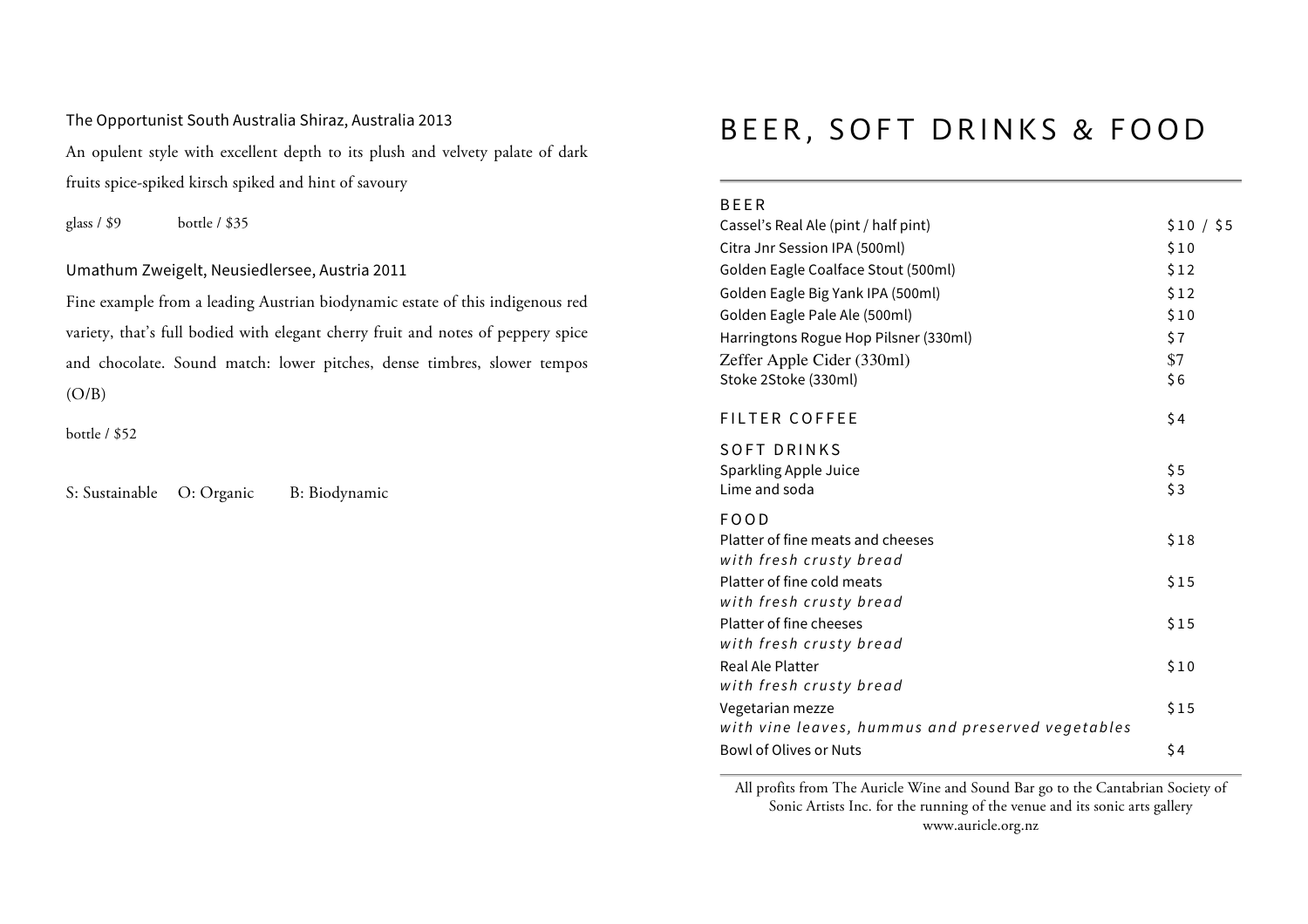The Opportunist South Australia Shiraz, Australia 2013

An opulent style with excellent depth to its plush and velvety palate of dark fruits spice-spiked kirsch spiked and hint of savoury

glass / $9 bottle / $35

Umathum Zweigelt, Neusiedlersee, Austria 2011

Fine example from a leading Austrian biodynamic estate of this indigenous red variety, that's full bodied with elegant cherry fruit and notes of peppery spice and chocolate. Sound match: lower pitches, dense timbres, slower tempos (O/B)

bottle / $52

S: Sustainable O: Organic B: Biodynamic

# BEER, SOFT DRINKS & FOOD

## BEER

| | |
|---|---|
| Cassel's Real Ale (pint / half pint) | $10 / $5 |
| Citra Jnr Session IPA (500ml) | $10 |
| Golden Eagle Coalface Stout (500ml) | $12 |
| Golden Eagle Big Yank IPA (500ml) | $12 |
| Golden Eagle Pale Ale (500ml) | $10 |
| Harringtons Rogue Hop Pilsner (330ml) | $7 |
| Zeffer Apple Cider (330ml) | $7 |
| Stoke 2Stoke (330ml) | $6 |

## FILTER COFFEE — $4

## SOFT DRINKS

| | |
|---|---|
| Sparkling Apple Juice | $5 |
| Lime and soda | $3 |

## FOOD

| | |
|---|---|
| Platter of fine meats and cheeses *with fresh crusty bread* | $18 |
| Platter of fine cold meats *with fresh crusty bread* | $15 |
| Platter of fine cheeses *with fresh crusty bread* | $15 |
| Real Ale Platter *with fresh crusty bread* | $10 |
| Vegetarian mezze *with vine leaves, hummus and preserved vegetables* | $15 |
| Bowl of Olives or Nuts | $4 |

All profits from The Auricle Wine and Sound Bar go to the Cantabrian Society of Sonic Artists Inc. for the running of the venue and its sonic arts gallery
www.auricle.org.nz